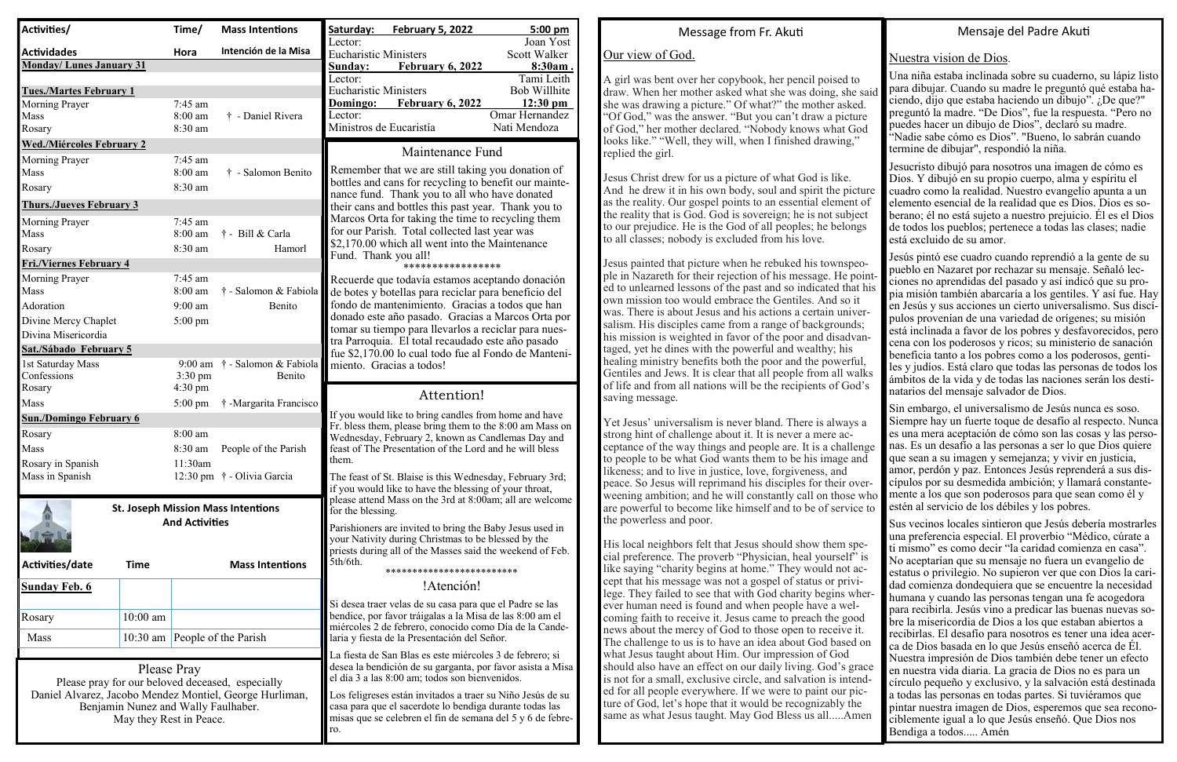| Activities/ Actividades | Time/ Hora | Mass Intentions Intención de la Misa |
|---|---|---|
| **Monday/ Lunes January 31** | | |
| **Tues./Martes February 1** | | |
| Morning Prayer | 7:45 am | |
| Mass | 8:00 am | † - Daniel Rivera |
| Rosary | 8:30 am | |
| **Wed./Miércoles February 2** | | |
| Morning Prayer | 7:45 am | |
| Mass | 8:00 am | † - Salomon Benito |
| Rosary | 8:30 am | |
| **Thurs./Jueves February 3** | | |
| Morning Prayer | 7:45 am | |
| Mass | 8:00 am | † - Bill & Carla Hamorl |
| Rosary | 8:30 am | |
| **Fri./Viernes February 4** | | |
| Morning Prayer | 7:45 am | |
| Mass | 8:00 am | † - Salomon & Fabiola Benito |
| Adoration | 9:00 am | |
| Divine Mercy Chaplet Divina Misericordia | 5:00 pm | |
| **Sat./Sábado February 5** | | |
| 1st Saturday Mass | 9:00 am | † - Salomon & Fabiola Benito |
| Confessions | 3:30 pm | |
| Rosary | 4:30 pm | |
| Mass | 5:00 pm | † -Margarita Francisco |
| **Sun./Domingo February 6** | | |
| Rosary | 8:00 am | |
| Mass | 8:30 am | People of the Parish |
| Rosary in Spanish | 11:30am | |
| Mass in Spanish | 12:30 pm | † - Olivia Garcia |

### St. Joseph Mission Mass Intentions And Activities

| Activities/date | Time | Mass Intentions |
|---|---|---|
| **Sunday Feb. 6** | | |
| Rosary | 10:00 am | |
| Mass | 10:30 am | People of the Parish |

Please Pray

Please pray for our beloved deceased, especially Daniel Alvarez, Jacobo Mendez Montiel, George Hurliman, Benjamin Nunez and Wally Faulhaber. May they Rest in Peace.

| **Saturday: February 5, 2022** | **5:00 pm** |
|---|---|
| Lector: | Joan Yost |
| Eucharistic Ministers | Scott Walker |
| **Sunday: February 6, 2022** | **8:30am** |
| Lector: | Tami Leith |
| Eucharistic Ministers | Bob Willhite |
| **Domingo: February 6, 2022** | **12:30 pm** |
| Lector: | Omar Hernandez |
| Ministros de Eucaristía | Nati Mendoza |

## Maintenance Fund

Remember that we are still taking you donation of bottles and cans for recycling to benefit our maintenance fund. Thank you to all who have donated their cans and bottles this past year. Thank you to Marcos Orta for taking the time to recycling them for our Parish. Total collected last year was $2,170.00 which all went into the Maintenance Fund. Thank you all!

\*\*\*\*\*\*\*\*\*\*\*\*\*\*\*\*\*\*

Recuerde que todavía estamos aceptando donación de botes y botellas para reciclar para beneficio del fondo de mantenimiento. Gracias a todos que han donado este año pasado. Gracias a Marcos Orta por tomar su tiempo para llevarlos a reciclar para nuestra Parroquia. El total recaudado este año pasado fue $2,170.00 lo cual todo fue al Fondo de Mantenimiento. Gracias a todos!

## Attention!

If you would like to bring candles from home and have Fr. bless them, please bring them to the 8:00 am Mass on Wednesday, February 2, known as Candlemas Day and feast of The Presentation of the Lord and he will bless them.

The feast of St. Blaise is this Wednesday, February 3rd; if you would like to have the blessing of your throat, please attend Mass on the 3rd at 8:00am; all are welcome for the blessing.

Parishioners are invited to bring the Baby Jesus used in your Nativity during Christmas to be blessed by the priests during all of the Masses said the weekend of Feb. 5th/6th.

\*\*\*\*\*\*\*\*\*\*\*\*\*\*\*\*\*\*\*\*\*\*\*\*\*\*

## !Atención!

Si desea traer velas de su casa para que el Padre se las bendice, por favor tráigalas a la Misa de las 8:00 am el miércoles 2 de febrero, conocido como Día de la Candelaria y fiesta de la Presentación del Señor.

La fiesta de San Blas es este miércoles 3 de febrero; si desea la bendición de su garganta, por favor asista a Misa el día 3 a las 8:00 am; todos son bienvenidos.

Los feligreses están invitados a traer su Niño Jesús de su casa para que el sacerdote lo bendiga durante todas las misas que se celebren el fin de semana del 5 y 6 de febrero.

## Message from Fr. Akuti

Our view of God.

A girl was bent over her copybook, her pencil poised to draw. When her mother asked what she was doing, she said she was drawing a picture." Of what?" the mother asked. "Of God," was the answer. "But you can't draw a picture of God," her mother declared. "Nobody knows what God looks like." "Well, they will, when I finished drawing," replied the girl.

Jesus Christ drew for us a picture of what God is like. And he drew it in his own body, soul and spirit the picture as the reality. Our gospel points to an essential element of the reality that is God. God is sovereign; he is not subject to our prejudice. He is the God of all peoples; he belongs to all classes; nobody is excluded from his love.

Jesus painted that picture when he rebuked his townspeople in Nazareth for their rejection of his message. He pointed to unlearned lessons of the past and so indicated that his own mission too would embrace the Gentiles. And so it was. There is about Jesus and his actions a certain universalism. His disciples came from a range of backgrounds; his mission is weighted in favor of the poor and disadvantaged, yet he dines with the powerful and wealthy; his healing ministry benefits both the poor and the powerful, Gentiles and Jews. It is clear that all people from all walks of life and from all nations will be the recipients of God's saving message.

Yet Jesus' universalism is never bland. There is always a strong hint of challenge about it. It is never a mere acceptance of the way things and people are. It is a challenge to people to be what God wants them to be his image and likeness; and to live in justice, love, forgiveness, and peace. So Jesus will reprimand his disciples for their overweening ambition; and he will constantly call on those who are powerful to become like himself and to be of service to the powerless and poor.

His local neighbors felt that Jesus should show them special preference. The proverb "Physician, heal yourself" is like saying "charity begins at home." They would not accept that his message was not a gospel of status or privilege. They failed to see that with God charity begins wherever human need is found and when people have a welcoming faith to receive it. Jesus came to preach the good news about the mercy of God to those open to receive it. The challenge to us is to have an idea about God based on what Jesus taught about Him. Our impression of God should also have an effect on our daily living. God's grace is not for a small, exclusive circle, and salvation is intended for all people everywhere. If we were to paint our picture of God, let's hope that it would be recognizably the same as what Jesus taught. May God Bless us all.....Amen

## Mensaje del Padre Akuti

Nuestra vision de Dios.

Una niña estaba inclinada sobre su cuaderno, su lápiz listo para dibujar. Cuando su madre le preguntó qué estaba haciendo, dijo que estaba haciendo un dibujo". ¿De que?" preguntó la madre. "De Dios", fue la respuesta. "Pero no puedes hacer un dibujo de Dios", declaró su madre. "Nadie sabe cómo es Dios" "Bueno, lo sabrán cuando termine de dibujar", respondió la niña.

Jesucristo dibujó para nosotros una imagen de cómo es Dios. Y dibujó en su propio cuerpo, alma y espíritu el cuadro como la realidad. Nuestro evangelio apunta a un elemento esencial de la realidad que es Dios. Dios es soberano; él no está sujeto a nuestro prejuicio. Él es el Dios de todos los pueblos; pertenece a todas las clases; nadie está excluido de su amor.

Jesús pintó ese cuadro cuando reprendió a la gente de su pueblo en Nazaret por rechazar su mensaje. Señaló lecciones no aprendidas del pasado y así indicó que su propia misión también abarcaría a los gentiles. Y así fue. Hay en Jesús y sus acciones un cierto universalismo. Sus discípulos provenían de una variedad de orígenes; su misión está inclinada a favor de los pobres y desfavorecidos, pero cena con los poderosos y ricos; su ministerio de sanación beneficia tanto a los pobres como a los poderosos, gentiles y judíos. Está claro que todas las personas de todos los ámbitos de la vida y de todas las naciones serán los destinatarios del mensaje salvador de Dios.

Sin embargo, el universalismo de Jesús nunca es soso. Siempre hay un fuerte toque de desafío al respecto. Nunca es una mera aceptación de cómo son las cosas y las personas. Es un desafío a las personas a ser lo que Dios quiere que sean a su imagen y semejanza; y vivir en justicia, amor, perdón y paz. Entonces Jesús reprenderá a sus discípulos por su desmedida ambición; y llamará constantemente a los que son poderosos para que sean como él y estén al servicio de los débiles y los pobres.

Sus vecinos locales sintieron que Jesús debería mostrarles una preferencia especial. El proverbio "Médico, cúrate a ti mismo" es como decir "la caridad comienza en casa". No aceptarían que su mensaje no fuera un evangelio de estatus o privilegio. No supieron ver que con Dios la caridad comienza dondequiera que se encuentre la necesidad humana y cuando las personas tengan una fe acogedora para recibirla. Jesús vino a predicar las buenas nuevas sobre la misericordia de Dios a los que estaban abiertos a recibirlas. El desafío para nosotros es tener una idea acerca de Dios basada en lo que Jesús enseñó acerca de Él. Nuestra impresión de Dios también debe tener un efecto en nuestra vida diaria. La gracia de Dios no es para un círculo pequeño y exclusivo, y la salvación está destinada a todas las personas en todas partes. Si tuviéramos que pintar nuestra imagen de Dios, esperemos que sea reconociblemente igual a lo que Jesús enseñó. Que Dios nos Bendiga a todos..... Amén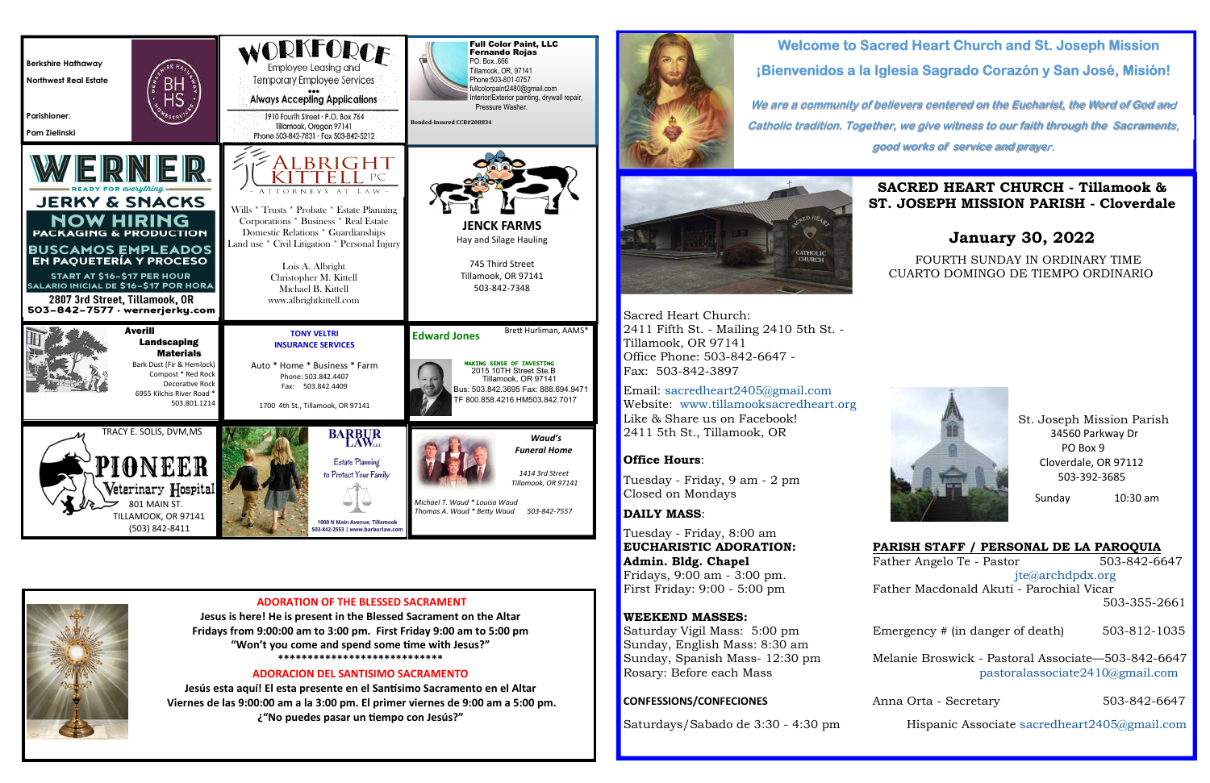Berkshire Hathaway

Northwest Real Estate

Parishioner:

Pam Zielinski

WORKFORCE

Employee Leasing and Temporary Employee Services

Always Accepting Applications

1910 Fourth Street · P.O. Box 764
Tillamook, Oregon 97141
Phone 503-842-7831 · Fax 503-842-5212

**Full Color Paint, LLC**
**Fernando Rojas**
PO. Box..666
Tillamook, OR, 97141
Phone:503-801-0757
fullcolorpaint2480@gmail.com
Interior/Exterior painting, drywall repair,
Pressure Washer.

Bonded-Insured CCB#208834

WERNER
READY FOR *everything*
JERKY & SNACKS
NOW HIRING
PACKAGING & PRODUCTION
BUSCAMOS EMPLEADOS
EN PAQUETERÍA Y PROCESO
START AT $16-$17 PER HOUR
SALARIO INICIAL DE $16-$17 POR HORA
2807 3rd Street, Tillamook, OR
503-842-7577 · wernerjerky.com

ALBRIGHT KITTELL PC
ATTORNEYS AT LAW

Wills * Trusts * Probate * Estate Planning
Corporations * Business * Real Estate
Domestic Relations * Guardianships
Land use * Civil Litigation * Personal Injury

Lois A. Albright
Christopher M. Kittell
Michael B. Kittell
www.albrightkittell.com

**JENCK FARMS**
Hay and Silage Hauling

745 Third Street
Tillamook, OR 97141
503-842-7348

**Averill Landscaping Materials**
Bark Dust (Fir & Hemlock)
Compost * Red Rock
Decorative Rock
6955 Kilchis River Road *
503.801.1214

**TONY VELTRI**
**INSURANCE SERVICES**

Auto * Home * Business * Farm
Phone: 503.842.4407
Fax: 503.842.4409

1700 4th St., Tillamook, OR 97141

**Edward Jones**

Brett Hurliman, AAMS®

MAKING SENSE OF INVESTING
2015 10TH Street Ste.B
Tillamook, OR 97141
Bus: 503.842.3695 Fax: 888.694.9471
TF 800.858.4216 HM503.842.7017

TRACY E. SOLIS, DVM,MS

PIONEER
Veterinary Hospital
801 MAIN ST.
TILLAMOOK, OR 97141
(503) 842-8411

BARBUR LAW LLC
Estate Planning
to Protect Your Family

1000 N Main Avenue, Tillamook
503-842-2553 | www.barburlaw.com

***Waud's Funeral Home***

*1414 3rd Street*
*Tillamook, OR 97141*

*Michael T. Waud * Louisa Waud*
*Thomas A. Waud * Betty Waud* *503-842-7557*

**ADORATION OF THE BLESSED SACRAMENT**

**Jesus is here! He is present in the Blessed Sacrament on the Altar**
**Fridays from 9:00:00 am to 3:00 pm. First Friday 9:00 am to 5:00 pm**
**"Won't you come and spend some time with Jesus?"**
******************************

**ADORACION DEL SANTISIMO SACRAMENTO**

**Jesús esta aquí! El esta presente en el Santísimo Sacramento en el Altar**
**Viernes de las 9:00:00 am a la 3:00 pm. El primer viernes de 9:00 am a 5:00 pm.**
**¿"No puedes pasar un tiempo con Jesús?"**

**Welcome to Sacred Heart Church and St. Joseph Mission**

**¡Bienvenidos a la Iglesia Sagrado Corazón y San José, Misión!**

***We are a community of believers centered on the Eucharist, the Word of God and Catholic tradition. Together, we give witness to our faith through the Sacraments, good works of service and prayer.***

## SACRED HEART CHURCH - Tillamook & ST. JOSEPH MISSION PARISH - Cloverdale

## January 30, 2022

FOURTH SUNDAY IN ORDINARY TIME
CUARTO DOMINGO DE TIEMPO ORDINARIO

Sacred Heart Church:
2411 Fifth St. - Mailing 2410 5th St. - Tillamook, OR 97141
Office Phone: 503-842-6647 -
Fax: 503-842-3897

Email: sacredheart2405@gmail.com
Website: www.tillamooksacredheart.org
Like & Share us on Facebook!
2411 5th St., Tillamook, OR

**Office Hours**:

Tuesday - Friday, 9 am - 2 pm
Closed on Mondays

**DAILY MASS**:

Tuesday - Friday, 8:00 am
**EUCHARISTIC ADORATION:**
**Admin. Bldg. Chapel**
Fridays, 9:00 am - 3:00 pm.
First Friday: 9:00 - 5:00 pm

**WEEKEND MASSES:**
Saturday Vigil Mass: 5:00 pm
Sunday, English Mass: 8:30 am
Sunday, Spanish Mass- 12:30 pm
Rosary: Before each Mass

**CONFESSIONS/CONFECIONES**

Saturdays/Sabado de 3:30 - 4:30 pm

St. Joseph Mission Parish
34560 Parkway Dr
PO Box 9
Cloverdale, OR 97112
503-392-3685

Sunday 10:30 am

**PARISH STAFF / PERSONAL DE LA PAROQUIA**

Father Angelo Te - Pastor 503-842-6647
jte@archdpdx.org
Father Macdonald Akuti - Parochial Vicar 503-355-2661

Emergency # (in danger of death) 503-812-1035

Melanie Broswick - Pastoral Associate—503-842-6647
pastoralassociate2410@gmail.com

Anna Orta - Secretary 503-842-6647

Hispanic Associate sacredheart2405@gmail.com